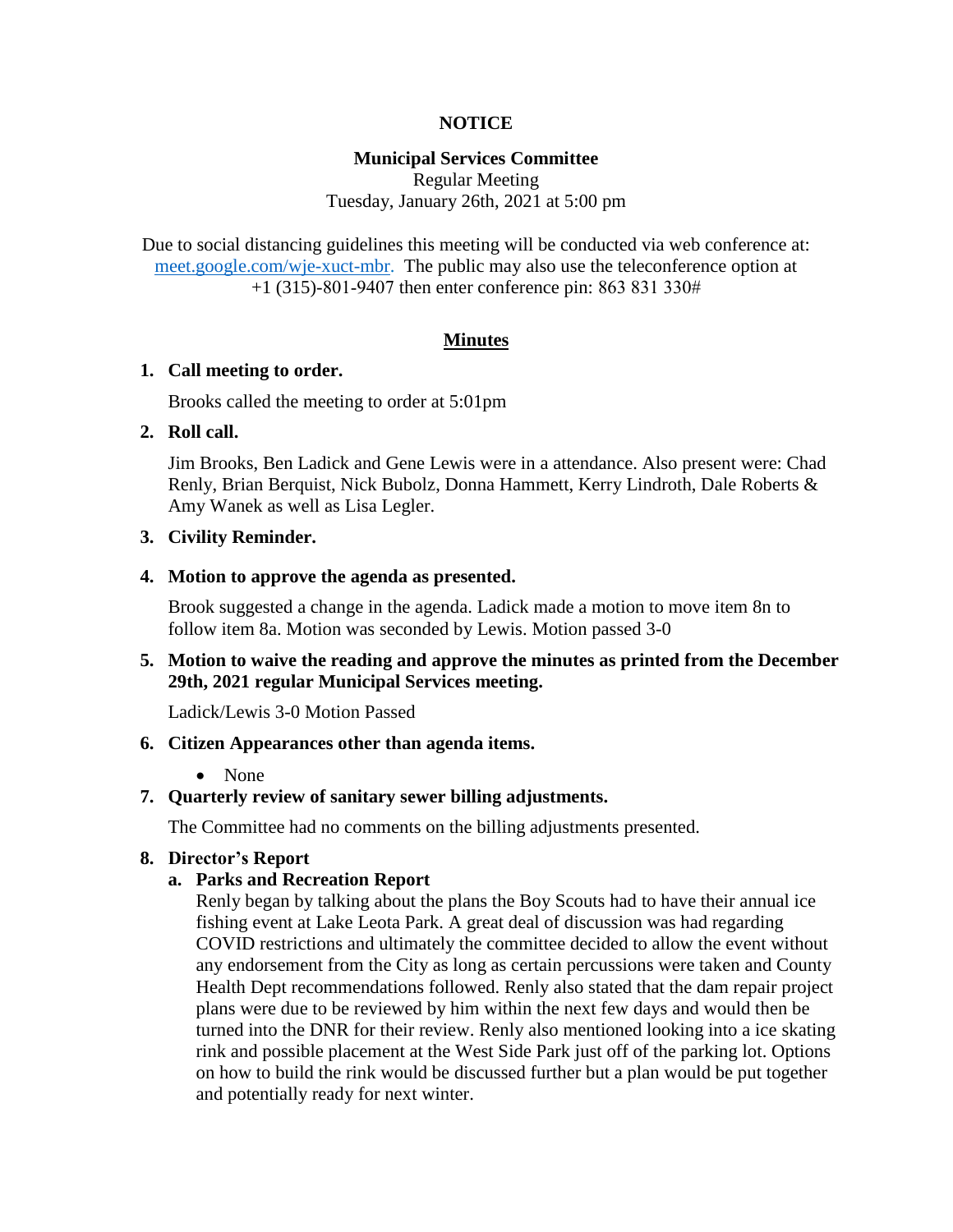**NOTICE**

**Municipal Services Committee**
Regular Meeting
Tuesday, January 26th, 2021 at 5:00 pm

Due to social distancing guidelines this meeting will be conducted via web conference at: meet.google.com/wje-xuct-mbr. The public may also use the teleconference option at +1 (315)-801-9407 then enter conference pin: 863 831 330#

**Minutes**

1. **Call meeting to order.**

   Brooks called the meeting to order at 5:01pm

2. **Roll call.**

   Jim Brooks, Ben Ladick and Gene Lewis were in a attendance. Also present were: Chad Renly, Brian Berquist, Nick Bubolz, Donna Hammett, Kerry Lindroth, Dale Roberts & Amy Wanek as well as Lisa Legler.

3. **Civility Reminder.**

4. **Motion to approve the agenda as presented.**

   Brook suggested a change in the agenda. Ladick made a motion to move item 8n to follow item 8a. Motion was seconded by Lewis. Motion passed 3-0

5. **Motion to waive the reading and approve the minutes as printed from the December 29th, 2021 regular Municipal Services meeting.**

   Ladick/Lewis 3-0 Motion Passed

6. **Citizen Appearances other than agenda items.**

   - None

7. **Quarterly review of sanitary sewer billing adjustments.**

   The Committee had no comments on the billing adjustments presented.

8. **Director's Report**

   a. **Parks and Recreation Report**

   Renly began by talking about the plans the Boy Scouts had to have their annual ice fishing event at Lake Leota Park. A great deal of discussion was had regarding COVID restrictions and ultimately the committee decided to allow the event without any endorsement from the City as long as certain percussions were taken and County Health Dept recommendations followed. Renly also stated that the dam repair project plans were due to be reviewed by him within the next few days and would then be turned into the DNR for their review. Renly also mentioned looking into a ice skating rink and possible placement at the West Side Park just off of the parking lot. Options on how to build the rink would be discussed further but a plan would be put together and potentially ready for next winter.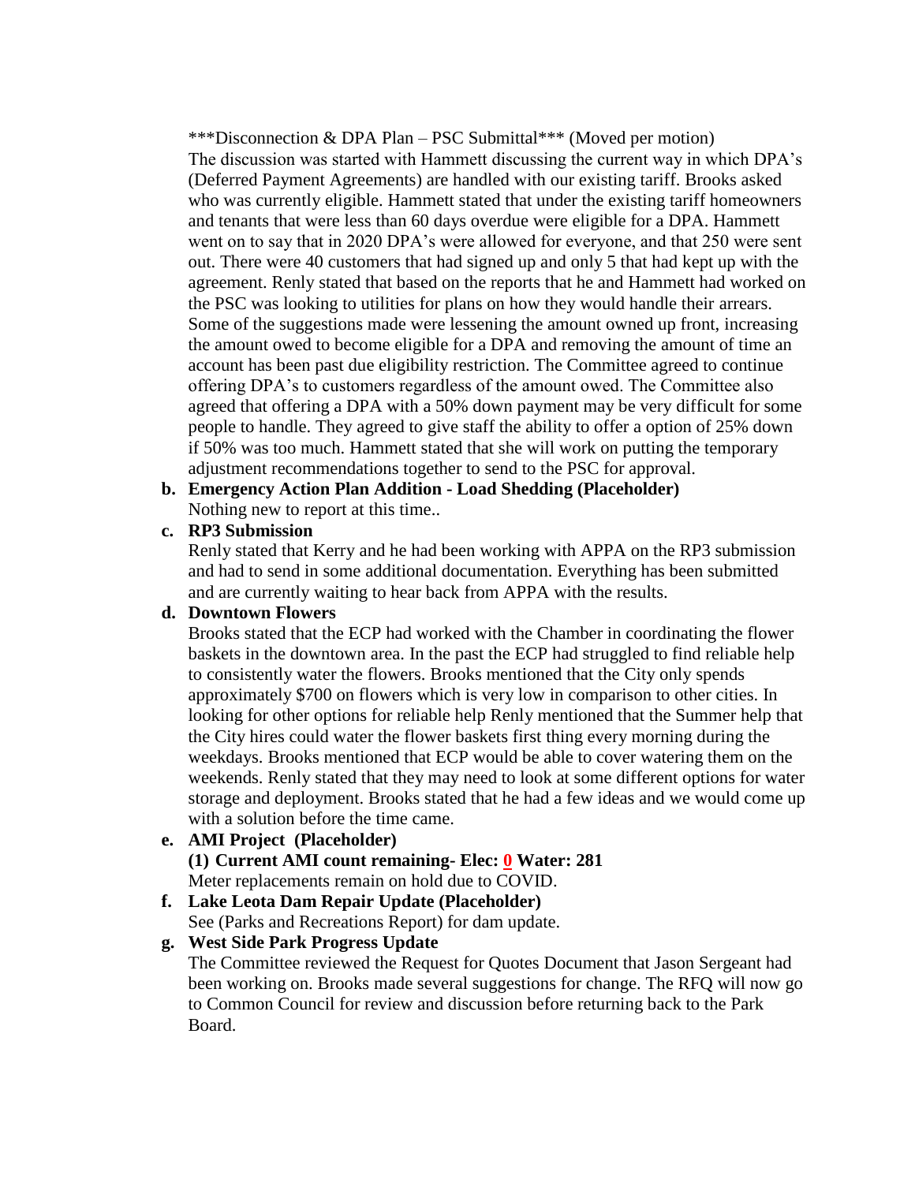***Disconnection & DPA Plan – PSC Submittal*** (Moved per motion)

The discussion was started with Hammett discussing the current way in which DPA's (Deferred Payment Agreements) are handled with our existing tariff. Brooks asked who was currently eligible. Hammett stated that under the existing tariff homeowners and tenants that were less than 60 days overdue were eligible for a DPA. Hammett went on to say that in 2020 DPA's were allowed for everyone, and that 250 were sent out. There were 40 customers that had signed up and only 5 that had kept up with the agreement. Renly stated that based on the reports that he and Hammett had worked on the PSC was looking to utilities for plans on how they would handle their arrears. Some of the suggestions made were lessening the amount owned up front, increasing the amount owed to become eligible for a DPA and removing the amount of time an account has been past due eligibility restriction. The Committee agreed to continue offering DPA's to customers regardless of the amount owed. The Committee also agreed that offering a DPA with a 50% down payment may be very difficult for some people to handle. They agreed to give staff the ability to offer a option of 25% down if 50% was too much. Hammett stated that she will work on putting the temporary adjustment recommendations together to send to the PSC for approval.

**b. Emergency Action Plan Addition - Load Shedding (Placeholder)**

Nothing new to report at this time..

**c. RP3 Submission**

Renly stated that Kerry and he had been working with APPA on the RP3 submission and had to send in some additional documentation. Everything has been submitted and are currently waiting to hear back from APPA with the results.

**d. Downtown Flowers**

Brooks stated that the ECP had worked with the Chamber in coordinating the flower baskets in the downtown area. In the past the ECP had struggled to find reliable help to consistently water the flowers. Brooks mentioned that the City only spends approximately $700 on flowers which is very low in comparison to other cities. In looking for other options for reliable help Renly mentioned that the Summer help that the City hires could water the flower baskets first thing every morning during the weekdays. Brooks mentioned that ECP would be able to cover watering them on the weekends. Renly stated that they may need to look at some different options for water storage and deployment. Brooks stated that he had a few ideas and we would come up with a solution before the time came.

**e. AMI Project (Placeholder)**

**(1) Current AMI count remaining- Elec: 0 Water: 281**

Meter replacements remain on hold due to COVID.

**f. Lake Leota Dam Repair Update (Placeholder)**

See (Parks and Recreations Report) for dam update.

**g. West Side Park Progress Update**

The Committee reviewed the Request for Quotes Document that Jason Sergeant had been working on. Brooks made several suggestions for change. The RFQ will now go to Common Council for review and discussion before returning back to the Park Board.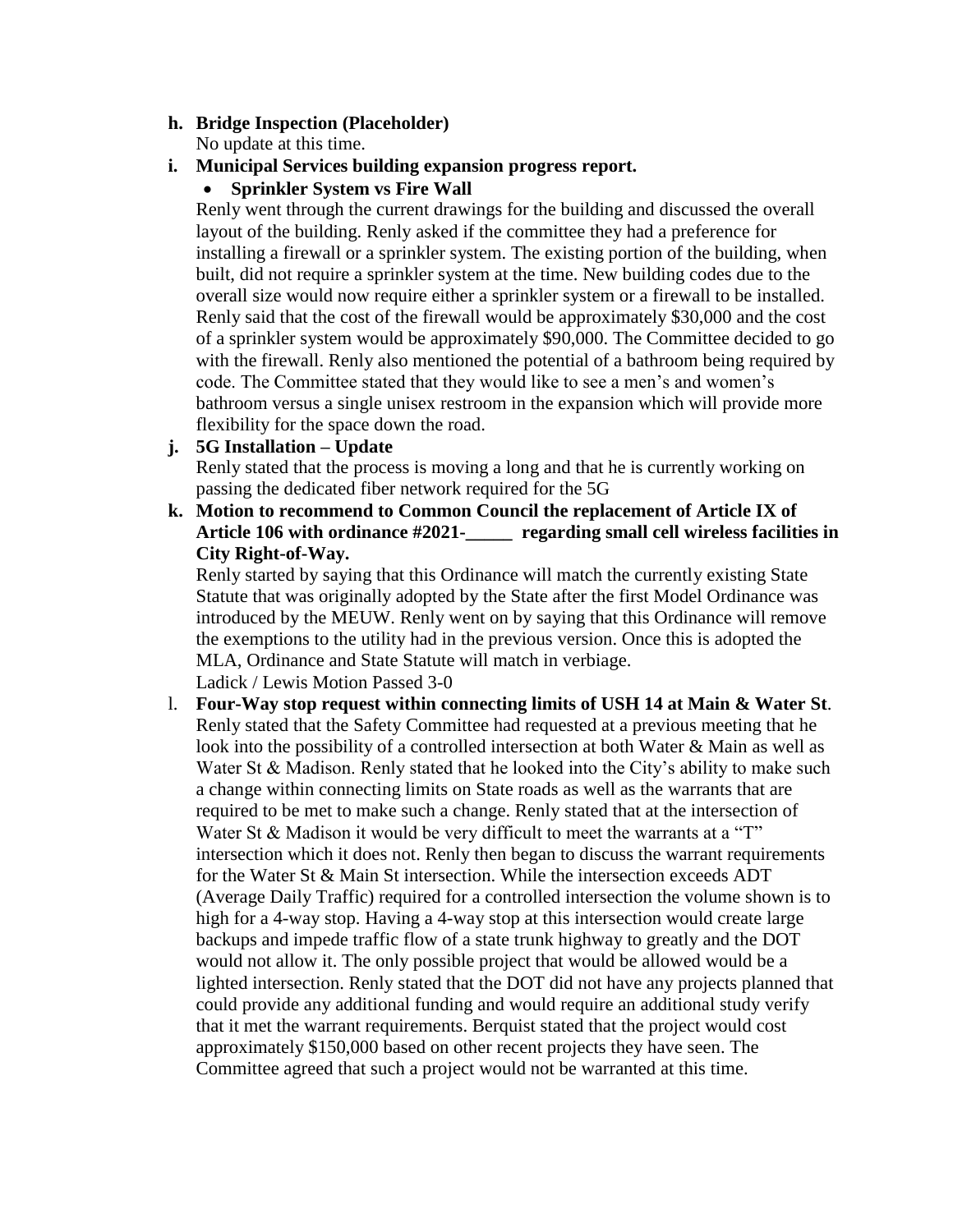**h. Bridge Inspection (Placeholder)**

No update at this time.

**i. Municipal Services building expansion progress report.**

- **Sprinkler System vs Fire Wall**

Renly went through the current drawings for the building and discussed the overall layout of the building. Renly asked if the committee they had a preference for installing a firewall or a sprinkler system. The existing portion of the building, when built, did not require a sprinkler system at the time. New building codes due to the overall size would now require either a sprinkler system or a firewall to be installed. Renly said that the cost of the firewall would be approximately $30,000 and the cost of a sprinkler system would be approximately $90,000. The Committee decided to go with the firewall. Renly also mentioned the potential of a bathroom being required by code. The Committee stated that they would like to see a men's and women's bathroom versus a single unisex restroom in the expansion which will provide more flexibility for the space down the road.

**j. 5G Installation – Update**

Renly stated that the process is moving a long and that he is currently working on passing the dedicated fiber network required for the 5G

**k. Motion to recommend to Common Council the replacement of Article IX of Article 106 with ordinance #2021-_____ regarding small cell wireless facilities in City Right-of-Way.**

Renly started by saying that this Ordinance will match the currently existing State Statute that was originally adopted by the State after the first Model Ordinance was introduced by the MEUW. Renly went on by saying that this Ordinance will remove the exemptions to the utility had in the previous version. Once this is adopted the MLA, Ordinance and State Statute will match in verbiage.

Ladick / Lewis Motion Passed 3-0

l. **Four-Way stop request within connecting limits of USH 14 at Main & Water St**.

Renly stated that the Safety Committee had requested at a previous meeting that he look into the possibility of a controlled intersection at both Water & Main as well as Water St & Madison. Renly stated that he looked into the City's ability to make such a change within connecting limits on State roads as well as the warrants that are required to be met to make such a change. Renly stated that at the intersection of Water St & Madison it would be very difficult to meet the warrants at a "T" intersection which it does not. Renly then began to discuss the warrant requirements for the Water St & Main St intersection. While the intersection exceeds ADT (Average Daily Traffic) required for a controlled intersection the volume shown is to high for a 4-way stop. Having a 4-way stop at this intersection would create large backups and impede traffic flow of a state trunk highway to greatly and the DOT would not allow it. The only possible project that would be allowed would be a lighted intersection. Renly stated that the DOT did not have any projects planned that could provide any additional funding and would require an additional study verify that it met the warrant requirements. Berquist stated that the project would cost approximately $150,000 based on other recent projects they have seen. The Committee agreed that such a project would not be warranted at this time.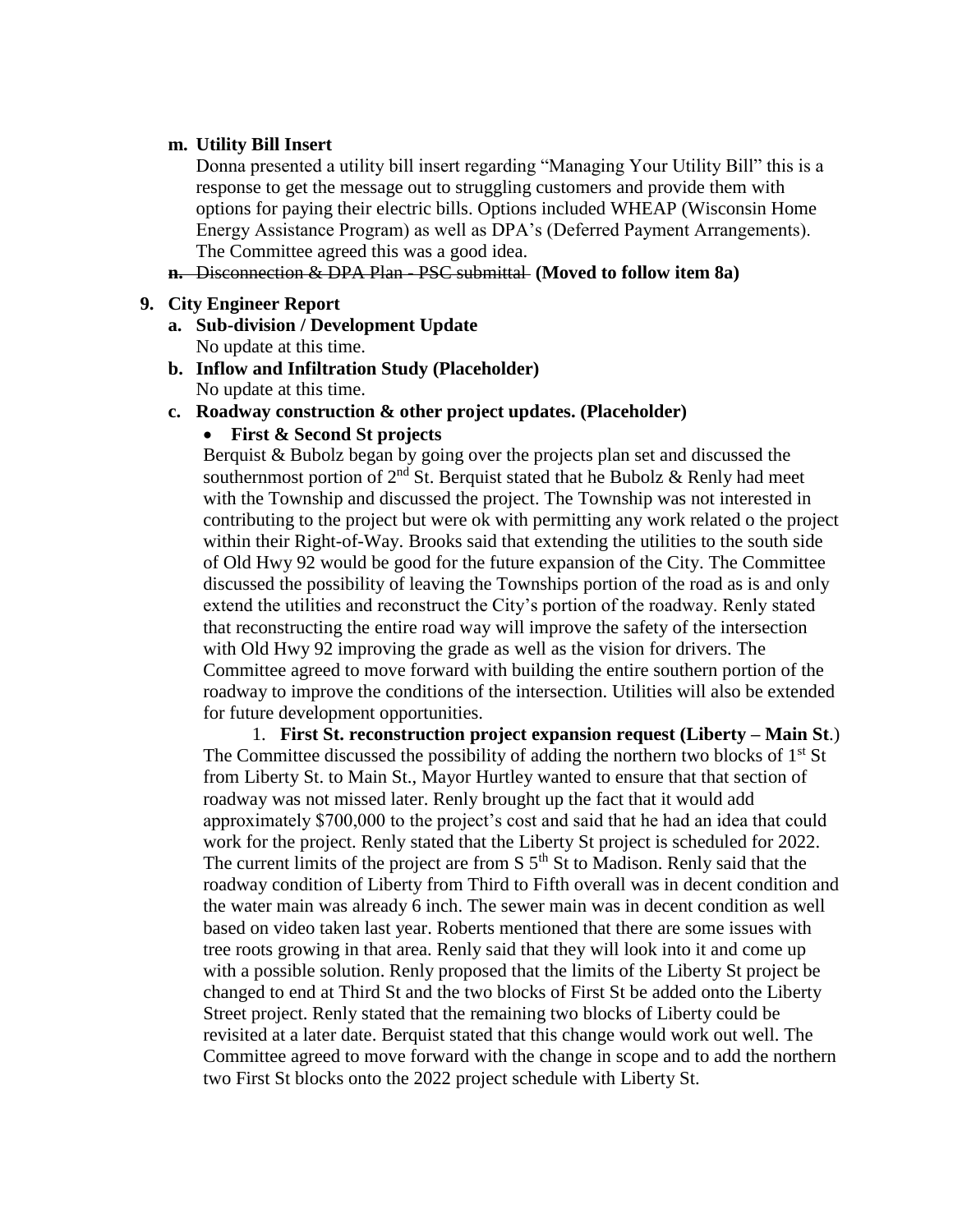**m. Utility Bill Insert**

Donna presented a utility bill insert regarding "Managing Your Utility Bill" this is a response to get the message out to struggling customers and provide them with options for paying their electric bills. Options included WHEAP (Wisconsin Home Energy Assistance Program) as well as DPA's (Deferred Payment Arrangements). The Committee agreed this was a good idea.

**n.** ~~Disconnection & DPA Plan - PSC submittal~~ **(Moved to follow item 8a)**

**9. City Engineer Report**

**a. Sub-division / Development Update**

No update at this time.

**b. Inflow and Infiltration Study (Placeholder)**

No update at this time.

**c. Roadway construction & other project updates. (Placeholder)**

- **First & Second St projects**

Berquist & Bubolz began by going over the projects plan set and discussed the southernmost portion of 2nd St. Berquist stated that he Bubolz & Renly had meet with the Township and discussed the project. The Township was not interested in contributing to the project but were ok with permitting any work related o the project within their Right-of-Way. Brooks said that extending the utilities to the south side of Old Hwy 92 would be good for the future expansion of the City. The Committee discussed the possibility of leaving the Townships portion of the road as is and only extend the utilities and reconstruct the City's portion of the roadway. Renly stated that reconstructing the entire road way will improve the safety of the intersection with Old Hwy 92 improving the grade as well as the vision for drivers. The Committee agreed to move forward with building the entire southern portion of the roadway to improve the conditions of the intersection. Utilities will also be extended for future development opportunities.

1. **First St. reconstruction project expansion request (Liberty – Main St**.)

The Committee discussed the possibility of adding the northern two blocks of 1st St from Liberty St. to Main St., Mayor Hurtley wanted to ensure that that section of roadway was not missed later. Renly brought up the fact that it would add approximately $700,000 to the project's cost and said that he had an idea that could work for the project. Renly stated that the Liberty St project is scheduled for 2022. The current limits of the project are from S 5th St to Madison. Renly said that the roadway condition of Liberty from Third to Fifth overall was in decent condition and the water main was already 6 inch. The sewer main was in decent condition as well based on video taken last year. Roberts mentioned that there are some issues with tree roots growing in that area. Renly said that they will look into it and come up with a possible solution. Renly proposed that the limits of the Liberty St project be changed to end at Third St and the two blocks of First St be added onto the Liberty Street project. Renly stated that the remaining two blocks of Liberty could be revisited at a later date. Berquist stated that this change would work out well. The Committee agreed to move forward with the change in scope and to add the northern two First St blocks onto the 2022 project schedule with Liberty St.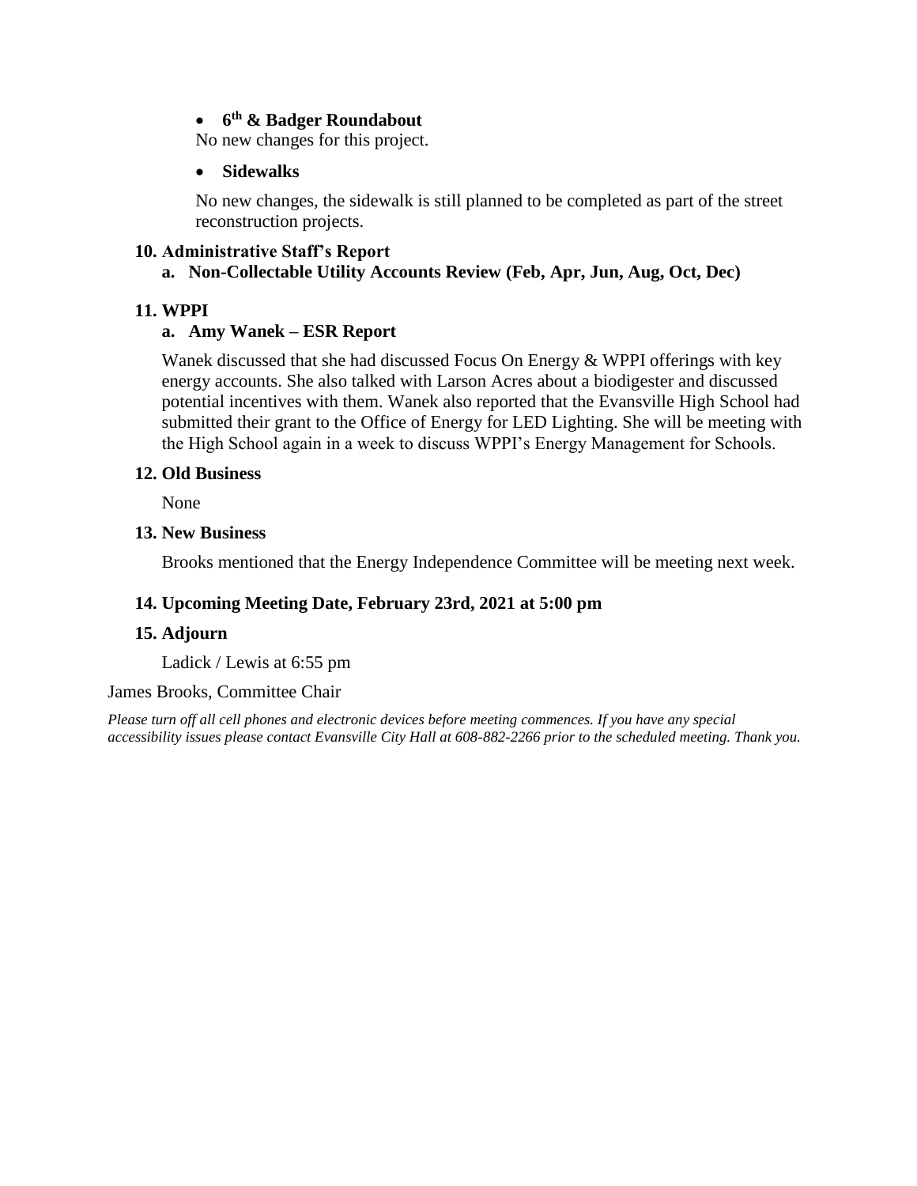- **6th & Badger Roundabout**

No new changes for this project.

- **Sidewalks**

No new changes, the sidewalk is still planned to be completed as part of the street reconstruction projects.

**10. Administrative Staff's Report**

**a. Non-Collectable Utility Accounts Review (Feb, Apr, Jun, Aug, Oct, Dec)**

**11. WPPI**

**a. Amy Wanek – ESR Report**

Wanek discussed that she had discussed Focus On Energy & WPPI offerings with key energy accounts. She also talked with Larson Acres about a biodigester and discussed potential incentives with them. Wanek also reported that the Evansville High School had submitted their grant to the Office of Energy for LED Lighting. She will be meeting with the High School again in a week to discuss WPPI's Energy Management for Schools.

**12. Old Business**

None

**13. New Business**

Brooks mentioned that the Energy Independence Committee will be meeting next week.

**14. Upcoming Meeting Date, February 23rd, 2021 at 5:00 pm**

**15. Adjourn**

Ladick / Lewis at 6:55 pm

James Brooks, Committee Chair

*Please turn off all cell phones and electronic devices before meeting commences. If you have any special accessibility issues please contact Evansville City Hall at 608-882-2266 prior to the scheduled meeting. Thank you.*